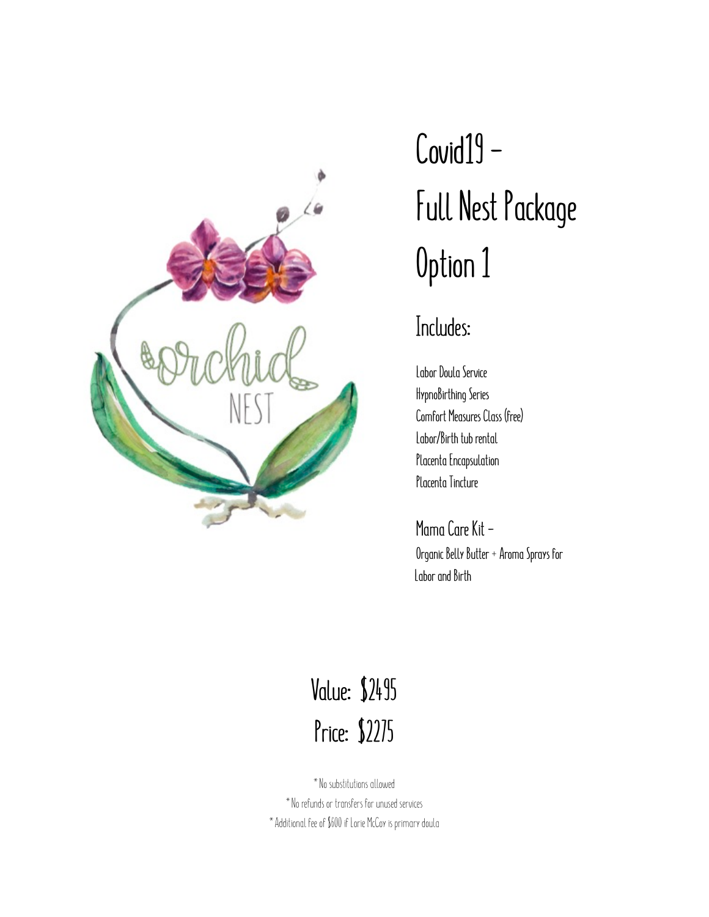# Covid19 – Full Nest Package Option 1

## Includes:

Labor Doula Service
HypnoBirthing Series
Comfort Measures Class (free)
Labor/Birth tub rental
Placenta Encapsulation
Placenta Tincture

### Mama Care Kit –

Organic Belly Butter + Aroma Sprays for Labor and Birth

## Value: $2495
## Price: $2275

* No substitutions allowed
* No refunds or transfers for unused services
* Additional fee of $600 if Lorie McCoy is primary doula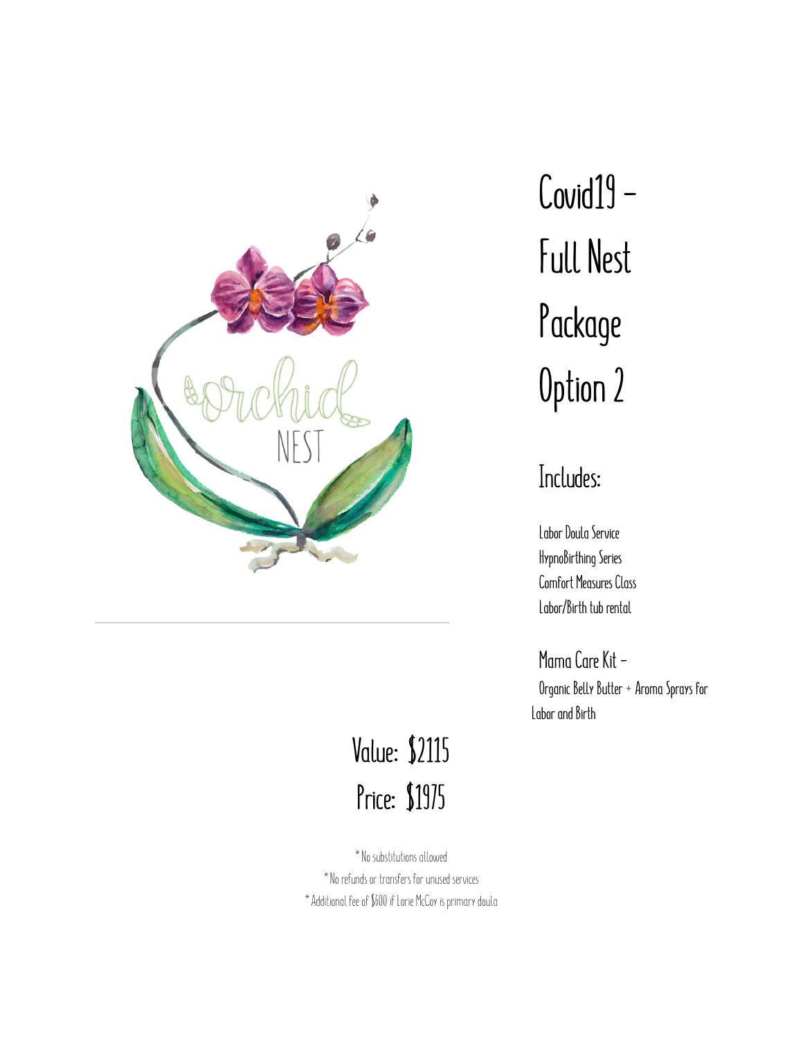# Covid19 – Full Nest Package Option 2

## Includes:

Labor Doula Service
HypnoBirthing Series
Comfort Measures Class
Labor/Birth tub rental

Mama Care Kit –
Organic Belly Butter + Aroma Sprays for Labor and Birth

Value: $2115
Price: $1975

* No substitutions allowed
* No refunds or transfers for unused services
* Additional fee of $600 if Lorie McCoy is primary doula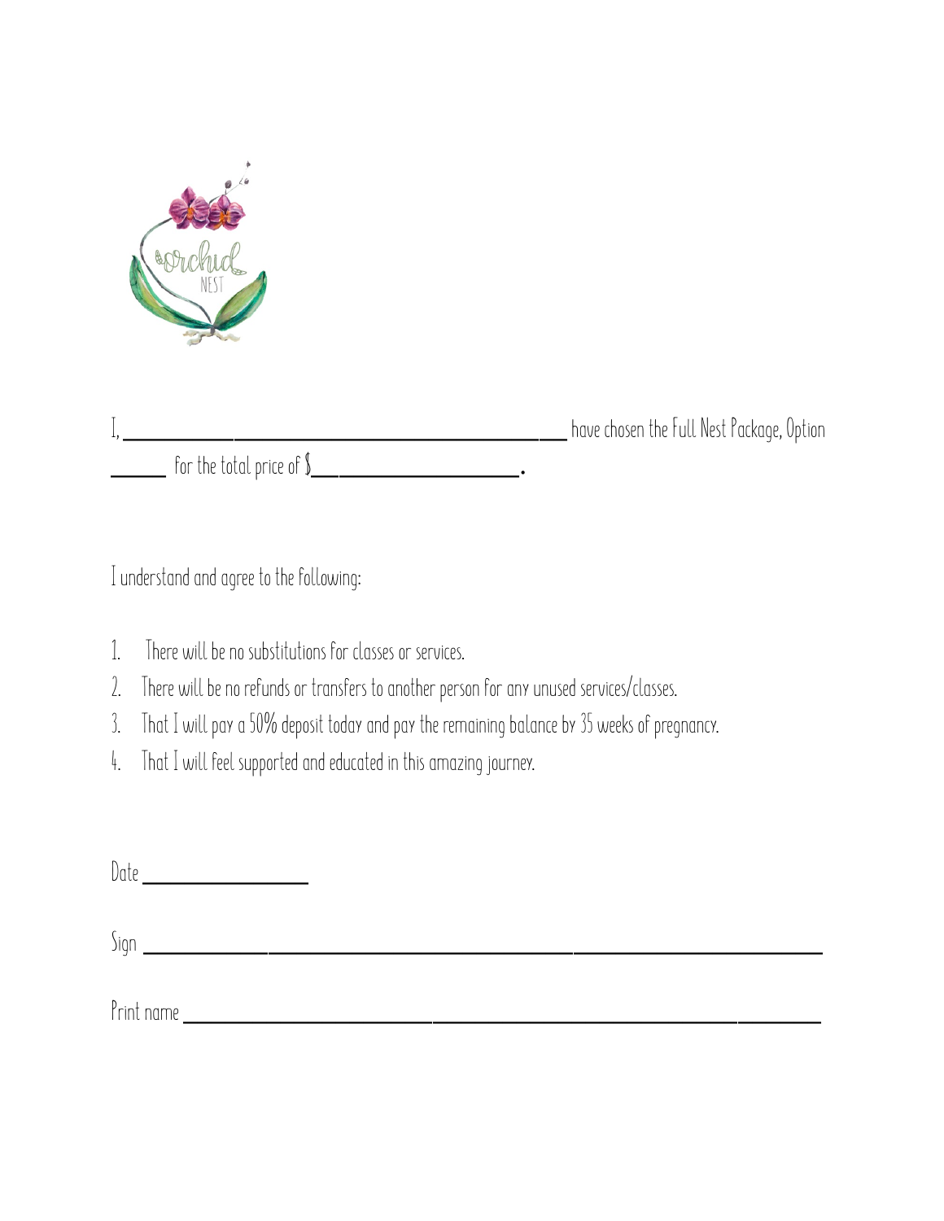I, ____________________________________________ have chosen the Full Nest Package, Option _____ for the total price of $__________________.

I understand and agree to the following:

1. There will be no substitutions for classes or services.
2. There will be no refunds or transfers to another person for any unused services/classes.
3. That I will pay a 50% deposit today and pay the remaining balance by 35 weeks of pregnancy.
4. That I will feel supported and educated in this amazing journey.

Date ________________

Sign ______________________________________________________________

Print name __________________________________________________________